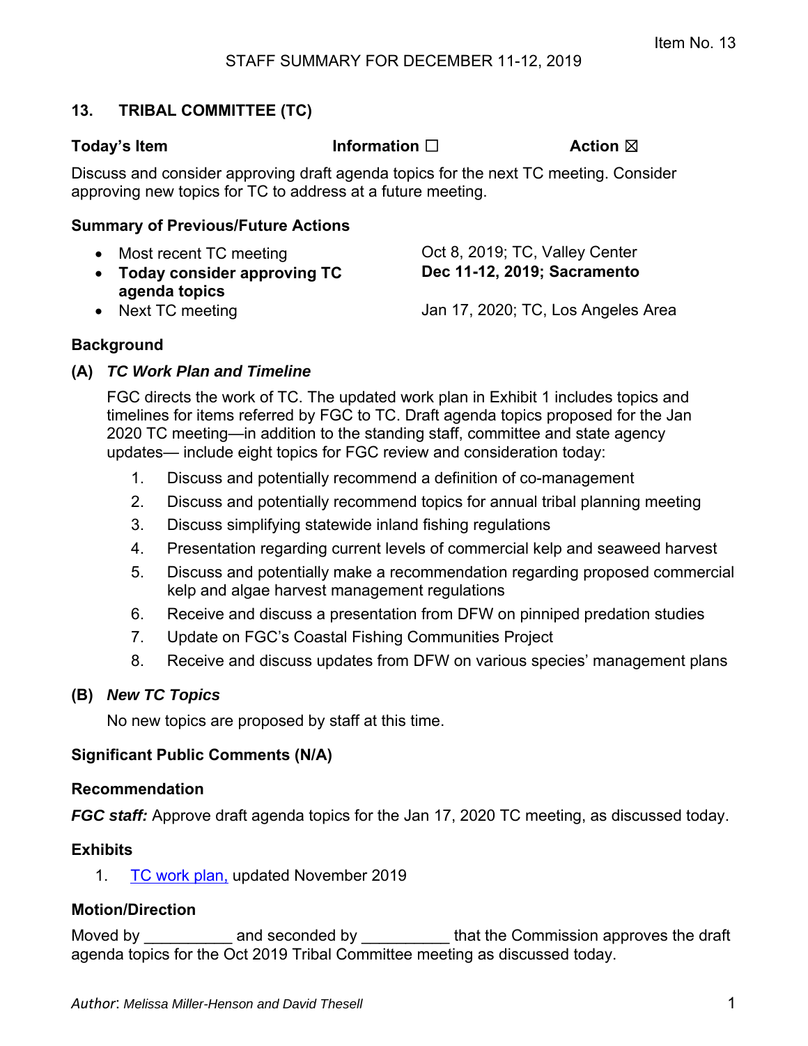Item No. 13

STAFF SUMMARY FOR DECEMBER 11-12, 2019

## 13. TRIBAL COMMITTEE (TC)

**Today's Item** **Information ☐** **Action ☒**

Discuss and consider approving draft agenda topics for the next TC meeting. Consider approving new topics for TC to address at a future meeting.

### Summary of Previous/Future Actions

- Most recent TC meeting — Oct 8, 2019; TC, Valley Center
- **Today consider approving TC agenda topics** — **Dec 11-12, 2019; Sacramento**
- Next TC meeting — Jan 17, 2020; TC, Los Angeles Area

### Background

**(A) *TC Work Plan and Timeline***

FGC directs the work of TC. The updated work plan in Exhibit 1 includes topics and timelines for items referred by FGC to TC. Draft agenda topics proposed for the Jan 2020 TC meeting—in addition to the standing staff, committee and state agency updates— include eight topics for FGC review and consideration today:

1. Discuss and potentially recommend a definition of co-management
2. Discuss and potentially recommend topics for annual tribal planning meeting
3. Discuss simplifying statewide inland fishing regulations
4. Presentation regarding current levels of commercial kelp and seaweed harvest
5. Discuss and potentially make a recommendation regarding proposed commercial kelp and algae harvest management regulations
6. Receive and discuss a presentation from DFW on pinniped predation studies
7. Update on FGC's Coastal Fishing Communities Project
8. Receive and discuss updates from DFW on various species' management plans

**(B) *New TC Topics***

No new topics are proposed by staff at this time.

### Significant Public Comments (N/A)

### Recommendation

***FGC staff:*** Approve draft agenda topics for the Jan 17, 2020 TC meeting, as discussed today.

### Exhibits

1. TC work plan, updated November 2019

### Motion/Direction

Moved by __________ and seconded by __________ that the Commission approves the draft agenda topics for the Oct 2019 Tribal Committee meeting as discussed today.

*Author: Melissa Miller-Henson and David Thesell*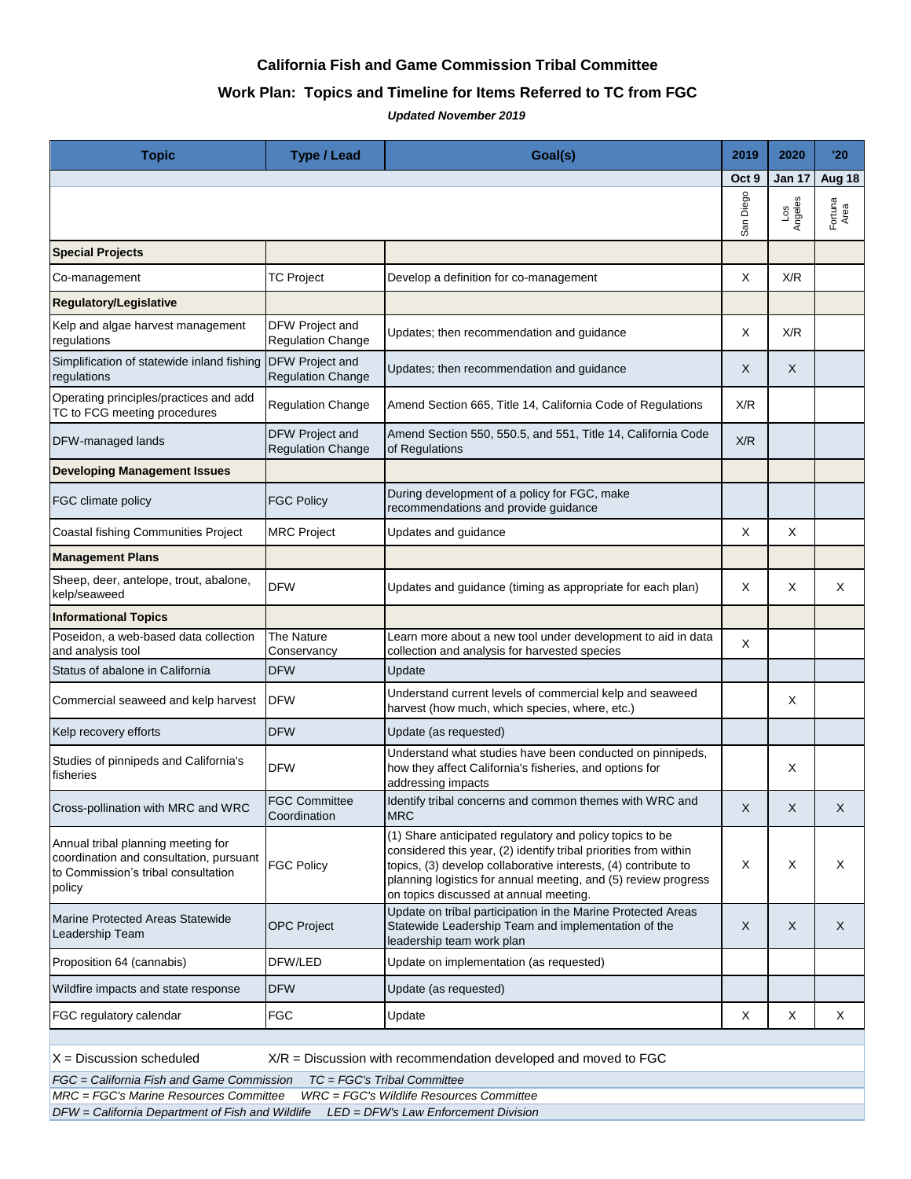**California Fish and Game Commission Tribal Committee**

**Work Plan: Topics and Timeline for Items Referred to TC from FGC**

***Updated November 2019***

| Topic | Type / Lead | Goal(s) | 2019 | 2020 | '20 |
|---|---|---|---|---|---|
| | | | Oct 9 | Jan 17 | Aug 18 |
| | | | San Diego | Los Angeles | Fortuna Area |
| **Special Projects** | | | | | |
| Co-management | TC Project | Develop a definition for co-management | X | X/R | |
| **Regulatory/Legislative** | | | | | |
| Kelp and algae harvest management regulations | DFW Project and Regulation Change | Updates; then recommendation and guidance | X | X/R | |
| Simplification of statewide inland fishing regulations | DFW Project and Regulation Change | Updates; then recommendation and guidance | X | X | |
| Operating principles/practices and add TC to FCG meeting procedures | Regulation Change | Amend Section 665, Title 14, California Code of Regulations | X/R | | |
| DFW-managed lands | DFW Project and Regulation Change | Amend Section 550, 550.5, and 551, Title 14, California Code of Regulations | X/R | | |
| **Developing Management Issues** | | | | | |
| FGC climate policy | FGC Policy | During development of a policy for FGC, make recommendations and provide guidance | | | |
| Coastal fishing Communities Project | MRC Project | Updates and guidance | X | X | |
| **Management Plans** | | | | | |
| Sheep, deer, antelope, trout, abalone, kelp/seaweed | DFW | Updates and guidance (timing as appropriate for each plan) | X | X | X |
| **Informational Topics** | | | | | |
| Poseidon, a web-based data collection and analysis tool | The Nature Conservancy | Learn more about a new tool under development to aid in data collection and analysis for harvested species | X | | |
| Status of abalone in California | DFW | Update | | | |
| Commercial seaweed and kelp harvest | DFW | Understand current levels of commercial kelp and seaweed harvest (how much, which species, where, etc.) | | X | |
| Kelp recovery efforts | DFW | Update (as requested) | | | |
| Studies of pinnipeds and California's fisheries | DFW | Understand what studies have been conducted on pinnipeds, how they affect California's fisheries, and options for addressing impacts | | X | |
| Cross-pollination with MRC and WRC | FGC Committee Coordination | Identify tribal concerns and common themes with WRC and MRC | X | X | X |
| Annual tribal planning meeting for coordination and consultation, pursuant to Commission's tribal consultation policy | FGC Policy | (1) Share anticipated regulatory and policy topics to be considered this year, (2) identify tribal priorities from within topics, (3) develop collaborative interests, (4) contribute to planning logistics for annual meeting, and (5) review progress on topics discussed at annual meeting. | X | X | X |
| Marine Protected Areas Statewide Leadership Team | OPC Project | Update on tribal participation in the Marine Protected Areas Statewide Leadership Team and implementation of the leadership team work plan | X | X | X |
| Proposition 64 (cannabis) | DFW/LED | Update on implementation (as requested) | | | |
| Wildfire impacts and state response | DFW | Update (as requested) | | | |
| FGC regulatory calendar | FGC | Update | X | X | X |

X = Discussion scheduled X/R = Discussion with recommendation developed and moved to FGC

*FGC = California Fish and Game Commission TC = FGC's Tribal Committee*

*MRC = FGC's Marine Resources Committee WRC = FGC's Wildlife Resources Committee*

*DFW = California Department of Fish and Wildlife LED = DFW's Law Enforcement Division*